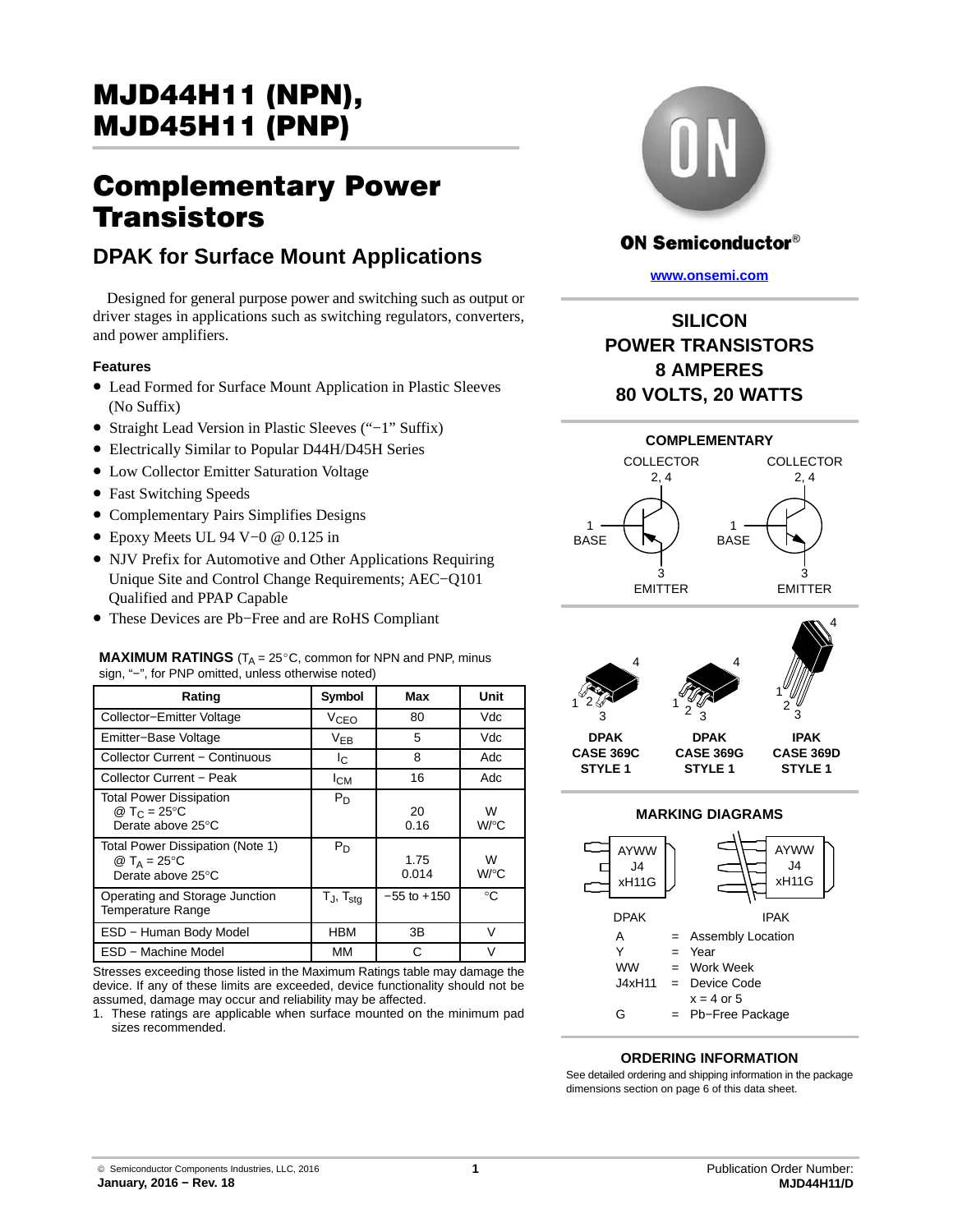# MJD44H11 (NPN), MJD45H11 (PNP)

## Complementary Power Transistors

### DPAK for Surface Mount Applications

Designed for general purpose power and switching such as output or driver stages in applications such as switching regulators, converters, and power amplifiers.

#### Features

- Lead Formed for Surface Mount Application in Plastic Sleeves (No Suffix)
- Straight Lead Version in Plastic Sleeves ("−1" Suffix)
- Electrically Similar to Popular D44H/D45H Series
- Low Collector Emitter Saturation Voltage
- Fast Switching Speeds
- Complementary Pairs Simplifies Designs
- Epoxy Meets UL 94 V−0 @ 0.125 in
- NJV Prefix for Automotive and Other Applications Requiring Unique Site and Control Change Requirements; AEC−Q101 Qualified and PPAP Capable
- These Devices are Pb−Free and are RoHS Compliant

**MAXIMUM RATINGS** ($T_A$ = 25°C, common for NPN and PNP, minus sign, "−", for PNP omitted, unless otherwise noted)

| Rating | Symbol | Max | Unit |
|---|---|---|---|
| Collector−Emitter Voltage | $V_{CEO}$ | 80 | Vdc |
| Emitter−Base Voltage | $V_{EB}$ | 5 | Vdc |
| Collector Current − Continuous | $I_C$ | 8 | Adc |
| Collector Current − Peak | $I_{CM}$ | 16 | Adc |
| Total Power Dissipation @ $T_C$ = 25°C Derate above 25°C | $P_D$ | 20 0.16 | W W/°C |
| Total Power Dissipation (Note 1) @ $T_A$ = 25°C Derate above 25°C | $P_D$ | 1.75 0.014 | W W/°C |
| Operating and Storage Junction Temperature Range | $T_J$, $T_{stg}$ | −55 to +150 | °C |
| ESD − Human Body Model | HBM | 3B | V |
| ESD − Machine Model | MM | C | V |

Stresses exceeding those listed in the Maximum Ratings table may damage the device. If any of these limits are exceeded, device functionality should not be assumed, damage may occur and reliability may be affected.

1. These ratings are applicable when surface mounted on the minimum pad sizes recommended.

ON Semiconductor®

www.onsemi.com

**SILICON POWER TRANSISTORS 8 AMPERES 80 VOLTS, 20 WATTS**

**COMPLEMENTARY**

COLLECTOR 2, 4 — 1 BASE — 3 EMITTER (NPN)

COLLECTOR 2, 4 — 1 BASE — 3 EMITTER (PNP)

**DPAK CASE 369C STYLE 1**

**DPAK CASE 369G STYLE 1**

**IPAK CASE 369D STYLE 1**

**MARKING DIAGRAMS**

DPAK: AYWW J4 xH11G

IPAK: AYWW J4 xH11G

A = Assembly Location
Y = Year
WW = Work Week
J4xH11 = Device Code
x = 4 or 5
G = Pb−Free Package

**ORDERING INFORMATION**

See detailed ordering and shipping information in the package dimensions section on page 6 of this data sheet.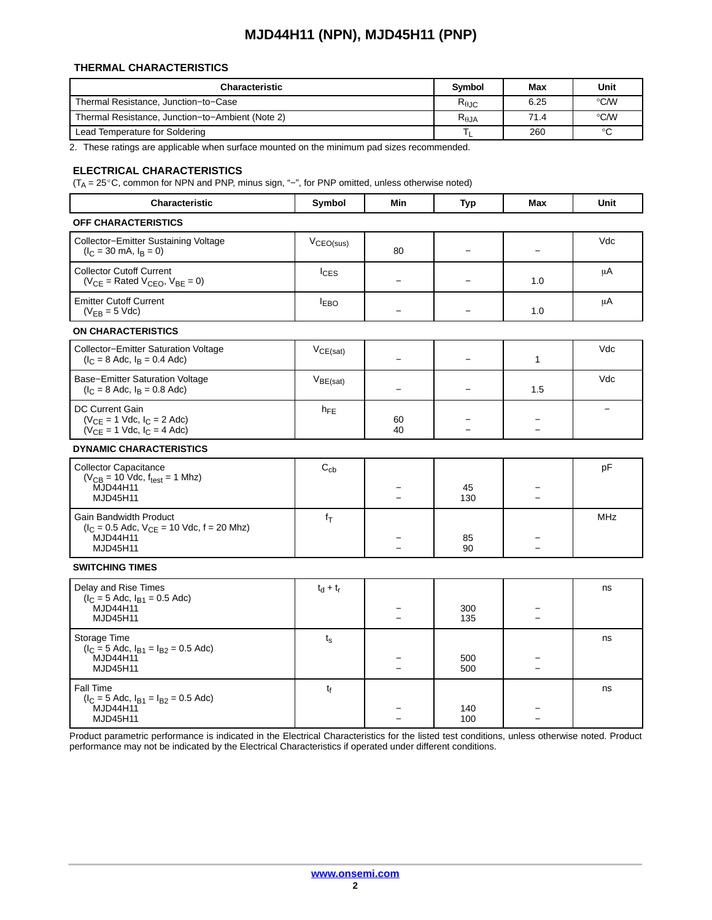### THERMAL CHARACTERISTICS

| Characteristic | Symbol | Max | Unit |
|---|---|---|---|
| Thermal Resistance, Junction−to−Case | $R_{\theta JC}$ | 6.25 | °C/W |
| Thermal Resistance, Junction−to−Ambient (Note 2) | $R_{\theta JA}$ | 71.4 | °C/W |
| Lead Temperature for Soldering | $T_L$ | 260 | °C |

2. These ratings are applicable when surface mounted on the minimum pad sizes recommended.

### ELECTRICAL CHARACTERISTICS

($T_A$ = 25°C, common for NPN and PNP, minus sign, "−", for PNP omitted, unless otherwise noted)

| Characteristic | Symbol | Min | Typ | Max | Unit |
|---|---|---|---|---|---|
| **OFF CHARACTERISTICS** | | | | | |
| Collector−Emitter Sustaining Voltage ($I_C$ = 30 mA, $I_B$ = 0) | $V_{CEO(sus)}$ | 80 | − | − | Vdc |
| Collector Cutoff Current ($V_{CE}$ = Rated $V_{CEO}$, $V_{BE}$ = 0) | $I_{CES}$ | − | − | 1.0 | μA |
| Emitter Cutoff Current ($V_{EB}$ = 5 Vdc) | $I_{EBO}$ | − | − | 1.0 | μA |
| **ON CHARACTERISTICS** | | | | | |
| Collector−Emitter Saturation Voltage ($I_C$ = 8 Adc, $I_B$ = 0.4 Adc) | $V_{CE(sat)}$ | − | − | 1 | Vdc |
| Base−Emitter Saturation Voltage ($I_C$ = 8 Adc, $I_B$ = 0.8 Adc) | $V_{BE(sat)}$ | − | − | 1.5 | Vdc |
| DC Current Gain ($V_{CE}$ = 1 Vdc, $I_C$ = 2 Adc)<br>($V_{CE}$ = 1 Vdc, $I_C$ = 4 Adc) | $h_{FE}$ | 60<br>40 | −<br>− | −<br>− | − |
| **DYNAMIC CHARACTERISTICS** | | | | | |
| Collector Capacitance ($V_{CB}$ = 10 Vdc, $f_{test}$ = 1 Mhz)<br>MJD44H11<br>MJD45H11 | $C_{cb}$ | −<br>− | 45<br>130 | −<br>− | pF |
| Gain Bandwidth Product ($I_C$ = 0.5 Adc, $V_{CE}$ = 10 Vdc, f = 20 Mhz)<br>MJD44H11<br>MJD45H11 | $f_T$ | −<br>− | 85<br>90 | −<br>− | MHz |
| **SWITCHING TIMES** | | | | | |
| Delay and Rise Times ($I_C$ = 5 Adc, $I_{B1}$ = 0.5 Adc)<br>MJD44H11<br>MJD45H11 | $t_d + t_r$ | −<br>− | 300<br>135 | −<br>− | ns |
| Storage Time ($I_C$ = 5 Adc, $I_{B1}$ = $I_{B2}$ = 0.5 Adc)<br>MJD44H11<br>MJD45H11 | $t_s$ | −<br>− | 500<br>500 | −<br>− | ns |
| Fall Time ($I_C$ = 5 Adc, $I_{B1}$ = $I_{B2}$ = 0.5 Adc)<br>MJD44H11<br>MJD45H11 | $t_f$ | −<br>− | 140<br>100 | −<br>− | ns |

Product parametric performance is indicated in the Electrical Characteristics for the listed test conditions, unless otherwise noted. Product performance may not be indicated by the Electrical Characteristics if operated under different conditions.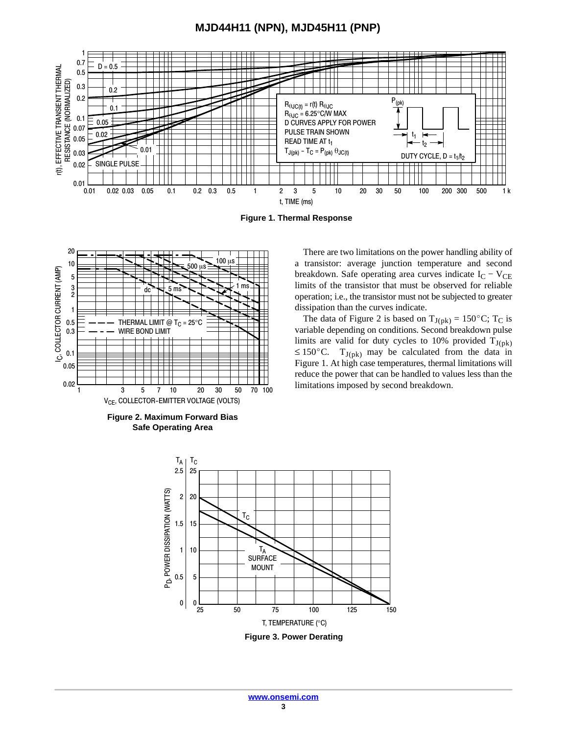Figure 1. Thermal Response

Figure 2. Maximum Forward Bias Safe Operating Area

There are two limitations on the power handling ability of a transistor: average junction temperature and second breakdown. Safe operating area curves indicate $I_C - V_{CE}$ limits of the transistor that must be observed for reliable operation; i.e., the transistor must not be subjected to greater dissipation than the curves indicate.

The data of Figure 2 is based on $T_{J(pk)} = 150°C$; $T_C$ is variable depending on conditions. Second breakdown pulse limits are valid for duty cycles to 10% provided $T_{J(pk)} \leq 150°C$. $T_{J(pk)}$ may be calculated from the data in Figure 1. At high case temperatures, thermal limitations will reduce the power that can be handled to values less than the limitations imposed by second breakdown.

Figure 3. Power Derating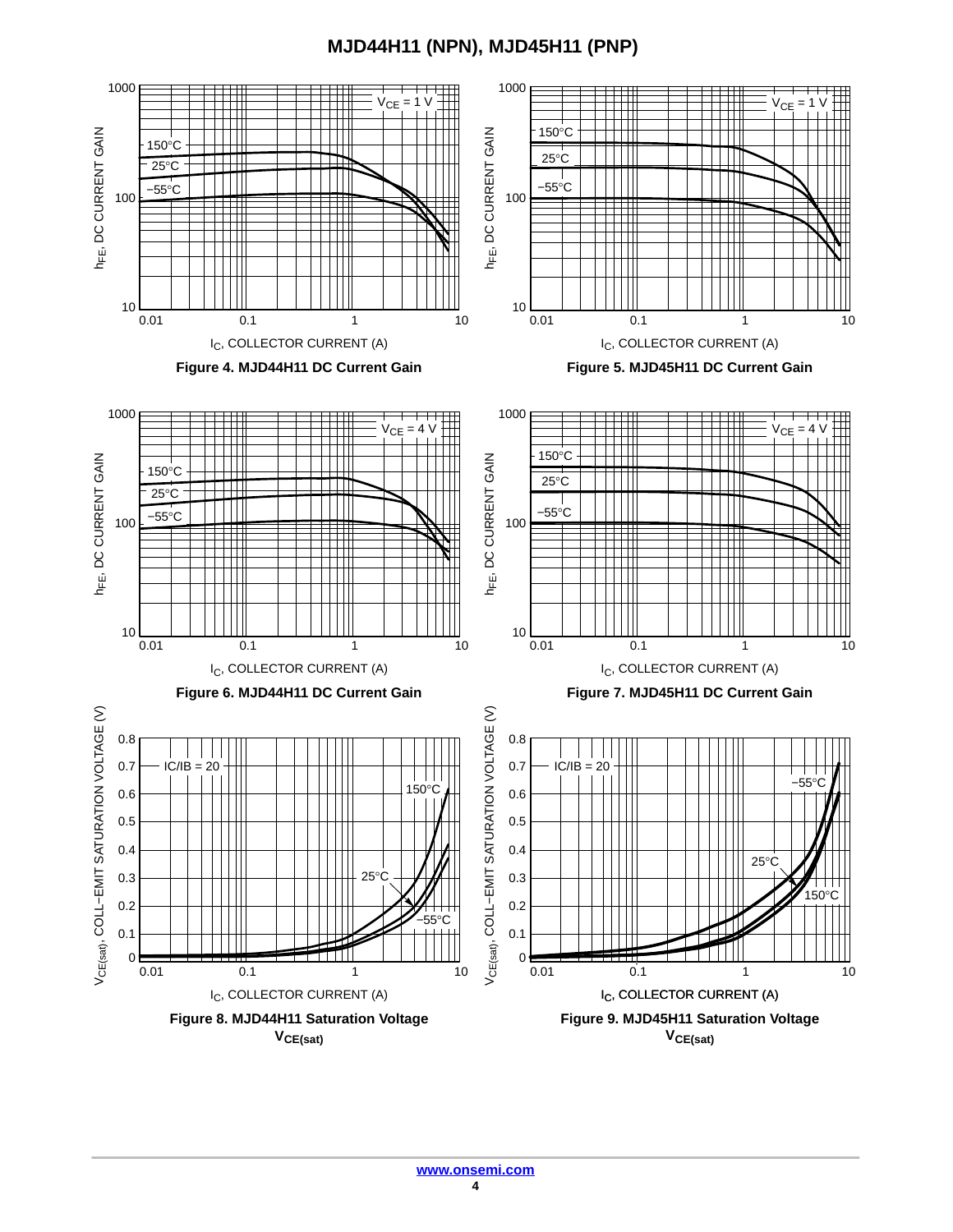Figure 4. MJD44H11 DC Current Gain

Figure 5. MJD45H11 DC Current Gain

Figure 6. MJD44H11 DC Current Gain

Figure 7. MJD45H11 DC Current Gain

Figure 8. MJD44H11 Saturation Voltage $V_{CE(sat)}$

Figure 9. MJD45H11 Saturation Voltage $V_{CE(sat)}$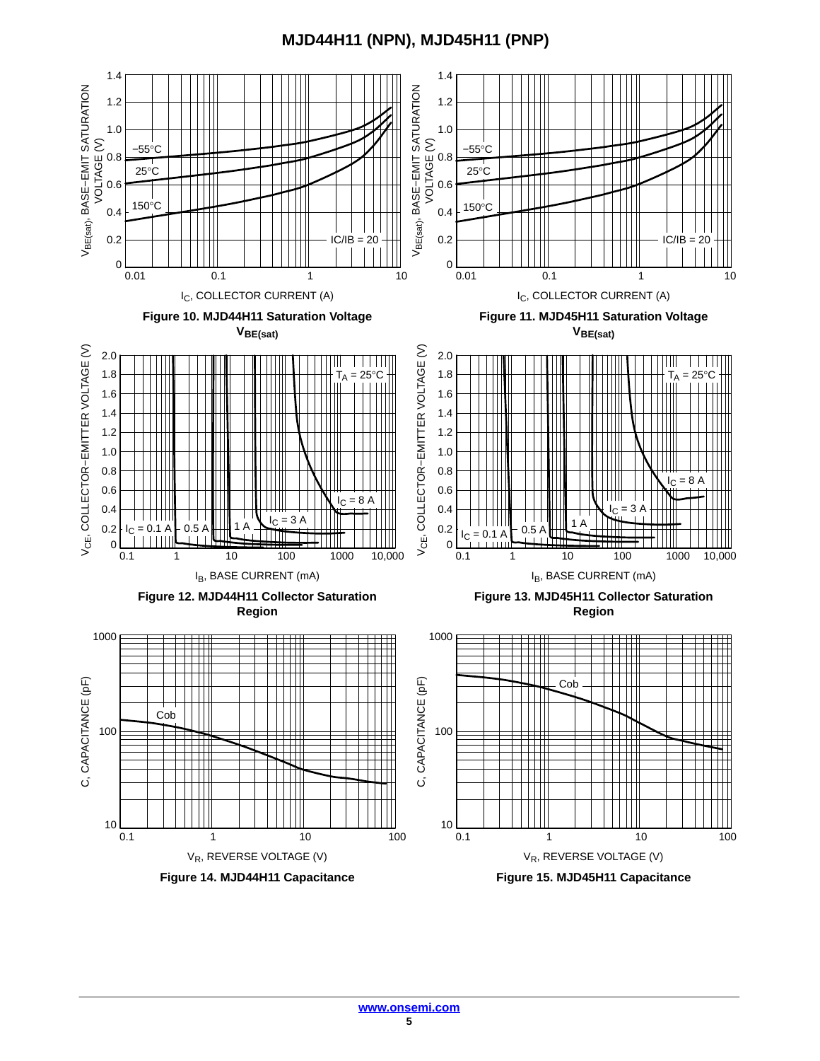Figure 10. MJD44H11 Saturation Voltage $V_{BE(sat)}$

Figure 11. MJD45H11 Saturation Voltage $V_{BE(sat)}$

Figure 12. MJD44H11 Collector Saturation Region

Figure 13. MJD45H11 Collector Saturation Region

Figure 14. MJD44H11 Capacitance

Figure 15. MJD45H11 Capacitance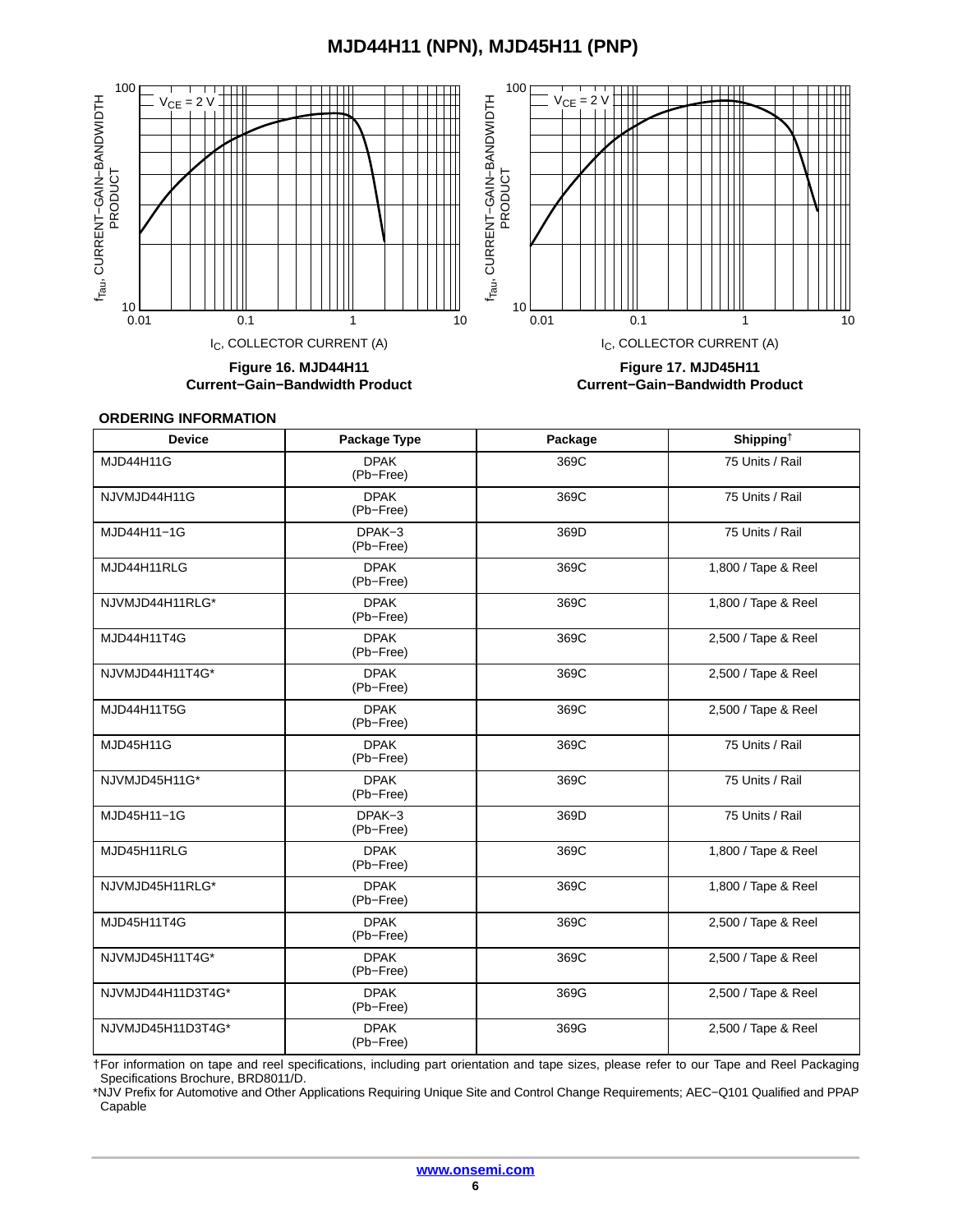Figure 16. MJD44H11 Current−Gain−Bandwidth Product

Figure 17. MJD45H11 Current−Gain−Bandwidth Product

**ORDERING INFORMATION**

| Device | Package Type | Package | Shipping† |
|---|---|---|---|
| MJD44H11G | DPAK (Pb−Free) | 369C | 75 Units / Rail |
| NJVMJD44H11G | DPAK (Pb−Free) | 369C | 75 Units / Rail |
| MJD44H11−1G | DPAK−3 (Pb−Free) | 369D | 75 Units / Rail |
| MJD44H11RLG | DPAK (Pb−Free) | 369C | 1,800 / Tape & Reel |
| NJVMJD44H11RLG* | DPAK (Pb−Free) | 369C | 1,800 / Tape & Reel |
| MJD44H11T4G | DPAK (Pb−Free) | 369C | 2,500 / Tape & Reel |
| NJVMJD44H11T4G* | DPAK (Pb−Free) | 369C | 2,500 / Tape & Reel |
| MJD44H11T5G | DPAK (Pb−Free) | 369C | 2,500 / Tape & Reel |
| MJD45H11G | DPAK (Pb−Free) | 369C | 75 Units / Rail |
| NJVMJD45H11G* | DPAK (Pb−Free) | 369C | 75 Units / Rail |
| MJD45H11−1G | DPAK−3 (Pb−Free) | 369D | 75 Units / Rail |
| MJD45H11RLG | DPAK (Pb−Free) | 369C | 1,800 / Tape & Reel |
| NJVMJD45H11RLG* | DPAK (Pb−Free) | 369C | 1,800 / Tape & Reel |
| MJD45H11T4G | DPAK (Pb−Free) | 369C | 2,500 / Tape & Reel |
| NJVMJD45H11T4G* | DPAK (Pb−Free) | 369C | 2,500 / Tape & Reel |
| NJVMJD44H11D3T4G* | DPAK (Pb−Free) | 369G | 2,500 / Tape & Reel |
| NJVMJD45H11D3T4G* | DPAK (Pb−Free) | 369G | 2,500 / Tape & Reel |

†For information on tape and reel specifications, including part orientation and tape sizes, please refer to our Tape and Reel Packaging Specifications Brochure, BRD8011/D.

*NJV Prefix for Automotive and Other Applications Requiring Unique Site and Control Change Requirements; AEC−Q101 Qualified and PPAP Capable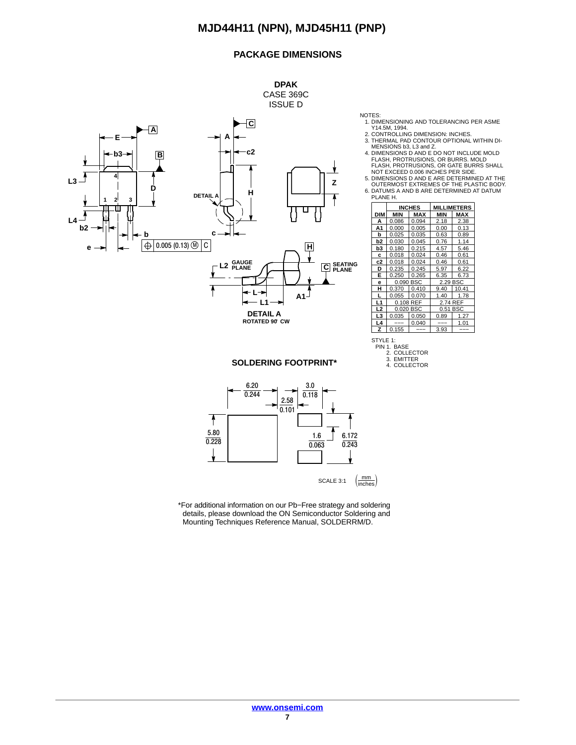## PACKAGE DIMENSIONS

**DPAK**
CASE 369C
ISSUE D

NOTES:
1. DIMENSIONING AND TOLERANCING PER ASME Y14.5M, 1994.
2. CONTROLLING DIMENSION: INCHES.
3. THERMAL PAD CONTOUR OPTIONAL WITHIN DIMENSIONS b3, L3 and Z.
4. DIMENSIONS D AND E DO NOT INCLUDE MOLD FLASH, PROTRUSIONS, OR BURRS. MOLD FLASH, PROTRUSIONS, OR GATE BURRS SHALL NOT EXCEED 0.006 INCHES PER SIDE.
5. DIMENSIONS D AND E ARE DETERMINED AT THE OUTERMOST EXTREMES OF THE PLASTIC BODY.
6. DATUMS A AND B ARE DETERMINED AT DATUM PLANE H.

| DIM | INCHES MIN | INCHES MAX | MILLIMETERS MIN | MILLIMETERS MAX |
|---|---|---|---|---|
| A | 0.086 | 0.094 | 2.18 | 2.38 |
| A1 | 0.000 | 0.005 | 0.00 | 0.13 |
| b | 0.025 | 0.035 | 0.63 | 0.89 |
| b2 | 0.030 | 0.045 | 0.76 | 1.14 |
| b3 | 0.180 | 0.215 | 4.57 | 5.46 |
| c | 0.018 | 0.024 | 0.46 | 0.61 |
| c2 | 0.018 | 0.024 | 0.46 | 0.61 |
| D | 0.235 | 0.245 | 5.97 | 6.22 |
| E | 0.250 | 0.265 | 6.35 | 6.73 |
| e | 0.090 BSC | | 2.29 BSC | |
| H | 0.370 | 0.410 | 9.40 | 10.41 |
| L | 0.055 | 0.070 | 1.40 | 1.78 |
| L1 | 0.108 REF | | 2.74 REF | |
| L2 | 0.020 BSC | | 0.51 BSC | |
| L3 | 0.035 | 0.050 | 0.89 | 1.27 |
| L4 | --- | 0.040 | --- | 1.01 |
| Z | 0.155 | --- | 3.93 | --- |

STYLE 1:
PIN 1. BASE
2. COLLECTOR
3. EMITTER
4. COLLECTOR

DETAIL A
ROTATED 90° CW

## SOLDERING FOOTPRINT*

SCALE 3:1 (mm / inches)

*For additional information on our Pb−Free strategy and soldering details, please download the ON Semiconductor Soldering and Mounting Techniques Reference Manual, SOLDERRM/D.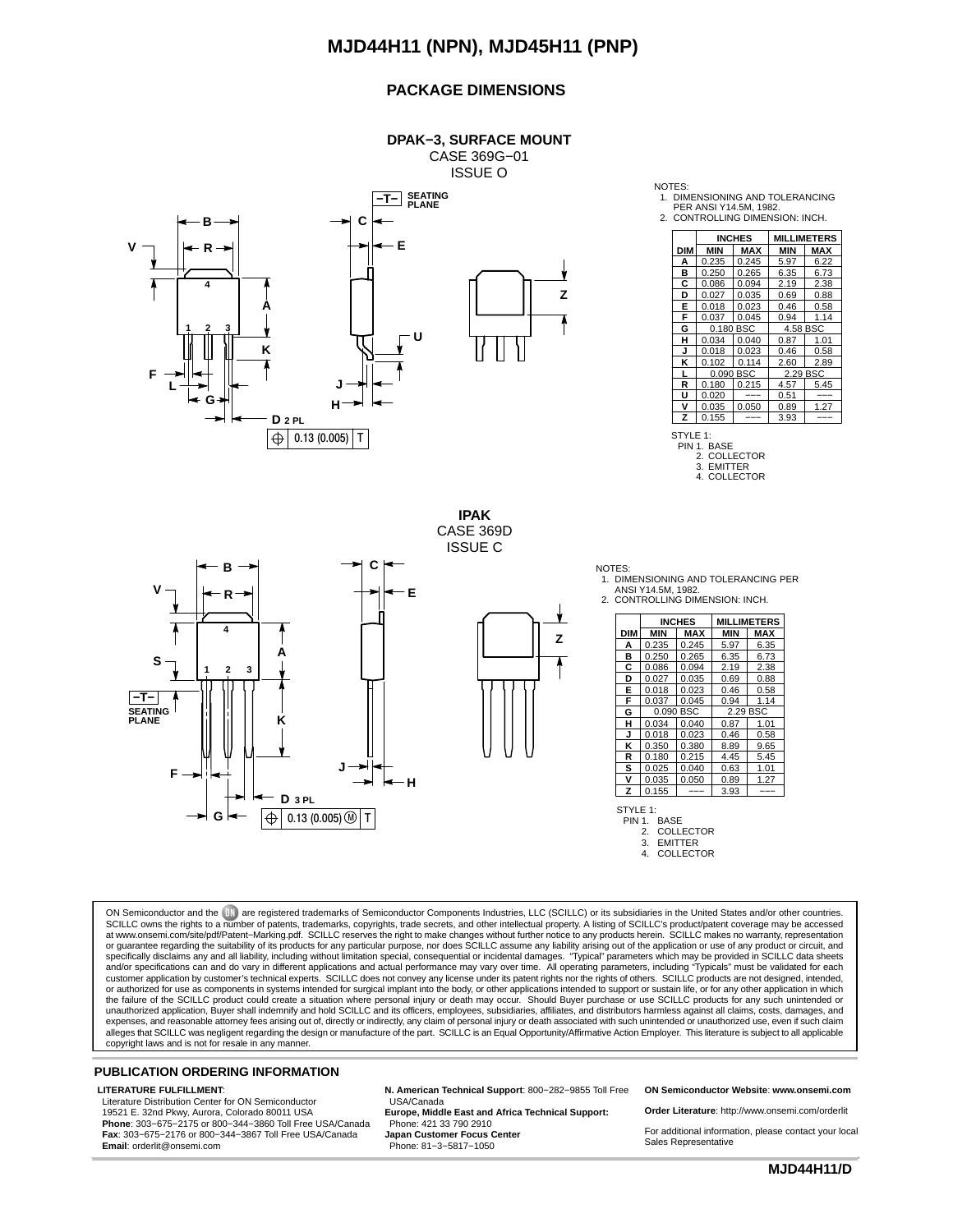# PACKAGE DIMENSIONS

## DPAK−3, SURFACE MOUNT
CASE 369G−01
ISSUE O

NOTES:
1. DIMENSIONING AND TOLERANCING PER ANSI Y14.5M, 1982.
2. CONTROLLING DIMENSION: INCH.

| | INCHES | | MILLIMETERS | |
|---|---|---|---|---|
| DIM | MIN | MAX | MIN | MAX |
| A | 0.235 | 0.245 | 5.97 | 6.22 |
| B | 0.250 | 0.265 | 6.35 | 6.73 |
| C | 0.086 | 0.094 | 2.19 | 2.38 |
| D | 0.027 | 0.035 | 0.69 | 0.88 |
| E | 0.018 | 0.023 | 0.46 | 0.58 |
| F | 0.037 | 0.045 | 0.94 | 1.14 |
| G | 0.180 BSC | | 4.58 BSC | |
| H | 0.034 | 0.040 | 0.87 | 1.01 |
| J | 0.018 | 0.023 | 0.46 | 0.58 |
| K | 0.102 | 0.114 | 2.60 | 2.89 |
| L | 0.090 BSC | | 2.29 BSC | |
| R | 0.180 | 0.215 | 4.57 | 5.45 |
| U | 0.020 | −−− | 0.51 | −−− |
| V | 0.035 | 0.050 | 0.89 | 1.27 |
| Z | 0.155 | −−− | 3.93 | −−− |

STYLE 1:
PIN 1. BASE
2. COLLECTOR
3. EMITTER
4. COLLECTOR

−T− SEATING PLANE

B, R, V, A, K, F, L, G, C, E, U, J, H, Z

1 2 3 4

D 2 PL

⊕ 0.13 (0.005) T

## IPAK
CASE 369D
ISSUE C

NOTES:
1. DIMENSIONING AND TOLERANCING PER ANSI Y14.5M, 1982.
2. CONTROLLING DIMENSION: INCH.

| | INCHES | | MILLIMETERS | |
|---|---|---|---|---|
| DIM | MIN | MAX | MIN | MAX |
| A | 0.235 | 0.245 | 5.97 | 6.35 |
| B | 0.250 | 0.265 | 6.35 | 6.73 |
| C | 0.086 | 0.094 | 2.19 | 2.38 |
| D | 0.027 | 0.035 | 0.69 | 0.88 |
| E | 0.018 | 0.023 | 0.46 | 0.58 |
| F | 0.037 | 0.045 | 0.94 | 1.14 |
| G | 0.090 BSC | | 2.29 BSC | |
| H | 0.034 | 0.040 | 0.87 | 1.01 |
| J | 0.018 | 0.023 | 0.46 | 0.58 |
| K | 0.350 | 0.380 | 8.89 | 9.65 |
| R | 0.180 | 0.215 | 4.45 | 5.45 |
| S | 0.025 | 0.040 | 0.63 | 1.01 |
| V | 0.035 | 0.050 | 0.89 | 1.27 |
| Z | 0.155 | −−− | 3.93 | −−− |

STYLE 1:
PIN 1. BASE
2. COLLECTOR
3. EMITTER
4. COLLECTOR

−T− SEATING PLANE

B, R, V, A, S, K, F, G, C, E, J, H, Z

1 2 3 4

D 3 PL

⊕ 0.13 (0.005) Ⓜ T

ON Semiconductor and the ON logo are registered trademarks of Semiconductor Components Industries, LLC (SCILLC) or its subsidiaries in the United States and/or other countries. SCILLC owns the rights to a number of patents, trademarks, copyrights, trade secrets, and other intellectual property. A listing of SCILLC's product/patent coverage may be accessed at www.onsemi.com/site/pdf/Patent−Marking.pdf. SCILLC reserves the right to make changes without further notice to any products herein. SCILLC makes no warranty, representation or guarantee regarding the suitability of its products for any particular purpose, nor does SCILLC assume any liability arising out of the application or use of any product or circuit, and specifically disclaims any and all liability, including without limitation special, consequential or incidental damages. "Typical" parameters which may be provided in SCILLC data sheets and/or specifications can and do vary in different applications and actual performance may vary over time. All operating parameters, including "Typicals" must be validated for each customer application by customer's technical experts. SCILLC does not convey any license under its patent rights nor the rights of others. SCILLC products are not designed, intended, or authorized for use as components in systems intended for surgical implant into the body, or other applications intended to support or sustain life, or for any other application in which the failure of the SCILLC product could create a situation where personal injury or death may occur. Should Buyer purchase or use SCILLC products for any such unintended or unauthorized application, Buyer shall indemnify and hold SCILLC and its officers, employees, subsidiaries, affiliates, and distributors harmless against all claims, costs, damages, and expenses, and reasonable attorney fees arising out of, directly or indirectly, any claim of personal injury or death associated with such unintended or unauthorized use, even if such claim alleges that SCILLC was negligent regarding the design or manufacture of the part. SCILLC is an Equal Opportunity/Affirmative Action Employer. This literature is subject to all applicable copyright laws and is not for resale in any manner.

## PUBLICATION ORDERING INFORMATION

**LITERATURE FULFILLMENT**:
Literature Distribution Center for ON Semiconductor
19521 E. 32nd Pkwy, Aurora, Colorado 80011 USA
**Phone**: 303−675−2175 or 800−344−3860 Toll Free USA/Canada
**Fax**: 303−675−2176 or 800−344−3867 Toll Free USA/Canada
**Email**: orderlit@onsemi.com

**N. American Technical Support**: 800−282−9855 Toll Free USA/Canada
**Europe, Middle East and Africa Technical Support:**
Phone: 421 33 790 2910
**Japan Customer Focus Center**
Phone: 81−3−5817−1050

**ON Semiconductor Website**: **www.onsemi.com**

**Order Literature**: http://www.onsemi.com/orderlit

For additional information, please contact your local Sales Representative

**MJD44H11/D**